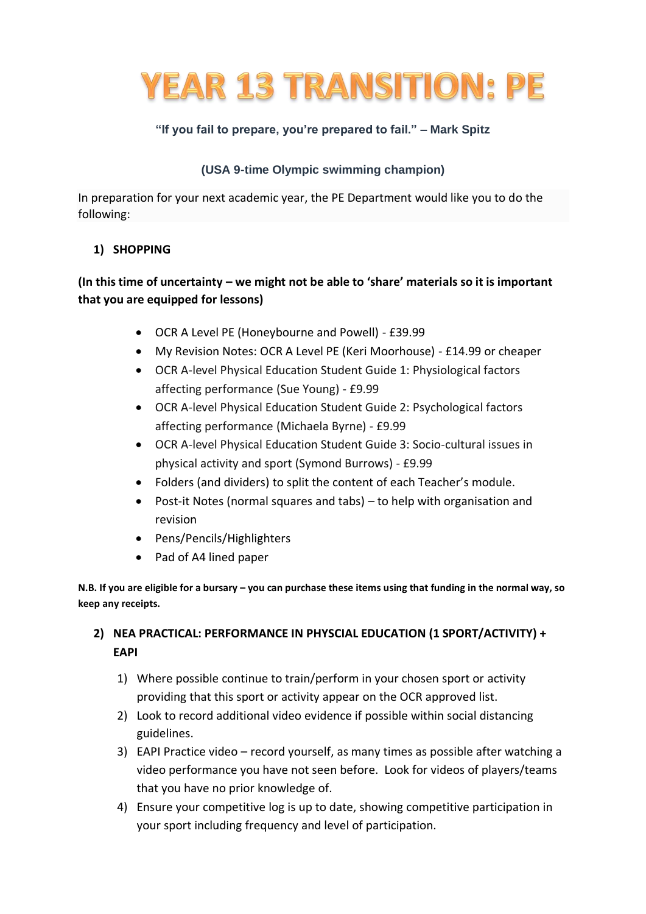# YEAR 13 TRANSITION: PE

**"If you fail to prepare, you're prepared to fail." – Mark Spitz**

**(USA 9-time Olympic swimming champion)**

In preparation for your next academic year, the PE Department would like you to do the following:

## 1) SHOPPING

**(In this time of uncertainty – we might not be able to 'share' materials so it is important that you are equipped for lessons)**

- OCR A Level PE (Honeybourne and Powell) - £39.99
- My Revision Notes: OCR A Level PE (Keri Moorhouse) - £14.99 or cheaper
- OCR A-level Physical Education Student Guide 1: Physiological factors affecting performance (Sue Young) - £9.99
- OCR A-level Physical Education Student Guide 2: Psychological factors affecting performance (Michaela Byrne) - £9.99
- OCR A-level Physical Education Student Guide 3: Socio-cultural issues in physical activity and sport (Symond Burrows) - £9.99
- Folders (and dividers) to split the content of each Teacher's module.
- Post-it Notes (normal squares and tabs) – to help with organisation and revision
- Pens/Pencils/Highlighters
- Pad of A4 lined paper

**N.B. If you are eligible for a bursary – you can purchase these items using that funding in the normal way, so keep any receipts.**

## 2) NEA PRACTICAL: PERFORMANCE IN PHYSCIAL EDUCATION (1 SPORT/ACTIVITY) + EAPI

1) Where possible continue to train/perform in your chosen sport or activity providing that this sport or activity appear on the OCR approved list.
2) Look to record additional video evidence if possible within social distancing guidelines.
3) EAPI Practice video – record yourself, as many times as possible after watching a video performance you have not seen before. Look for videos of players/teams that you have no prior knowledge of.
4) Ensure your competitive log is up to date, showing competitive participation in your sport including frequency and level of participation.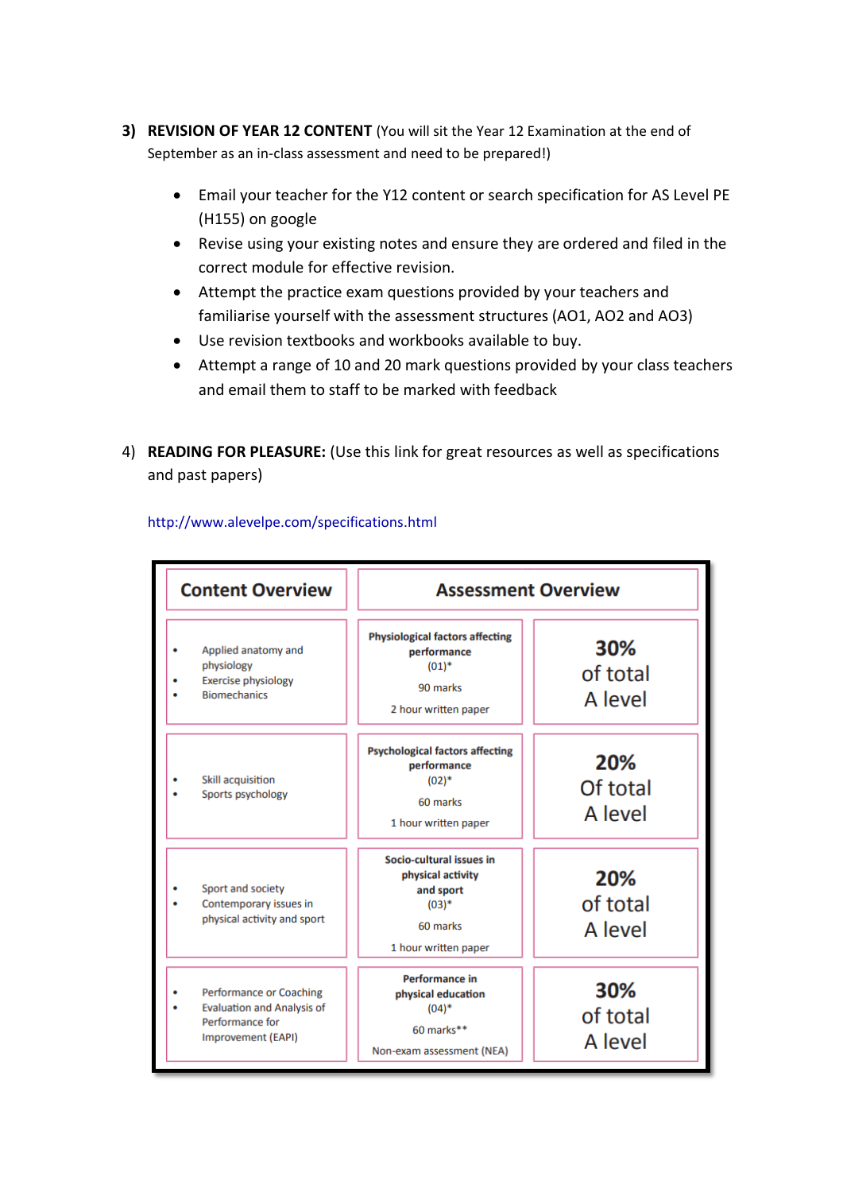3) **REVISION OF YEAR 12 CONTENT** (You will sit the Year 12 Examination at the end of September as an in-class assessment and need to be prepared!)

- Email your teacher for the Y12 content or search specification for AS Level PE (H155) on google
- Revise using your existing notes and ensure they are ordered and filed in the correct module for effective revision.
- Attempt the practice exam questions provided by your teachers and familiarise yourself with the assessment structures (AO1, AO2 and AO3)
- Use revision textbooks and workbooks available to buy.
- Attempt a range of 10 and 20 mark questions provided by your class teachers and email them to staff to be marked with feedback

4) **READING FOR PLEASURE:** (Use this link for great resources as well as specifications and past papers)

http://www.alevelpe.com/specifications.html

| Content Overview | Assessment Overview | |
|---|---|---|
| • Applied anatomy and physiology<br>• Exercise physiology<br>• Biomechanics | **Physiological factors affecting performance**<br>(01)*<br>90 marks<br>2 hour written paper | **30%** of total A level |
| • Skill acquisition<br>• Sports psychology | **Psychological factors affecting performance**<br>(02)*<br>60 marks<br>1 hour written paper | **20%** Of total A level |
| • Sport and society<br>• Contemporary issues in physical activity and sport | **Socio-cultural issues in physical activity and sport**<br>(03)*<br>60 marks<br>1 hour written paper | **20%** of total A level |
| • Performance or Coaching<br>• Evaluation and Analysis of Performance for Improvement (EAPI) | **Performance in physical education**<br>(04)*<br>60 marks**<br>Non-exam assessment (NEA) | **30%** of total A level |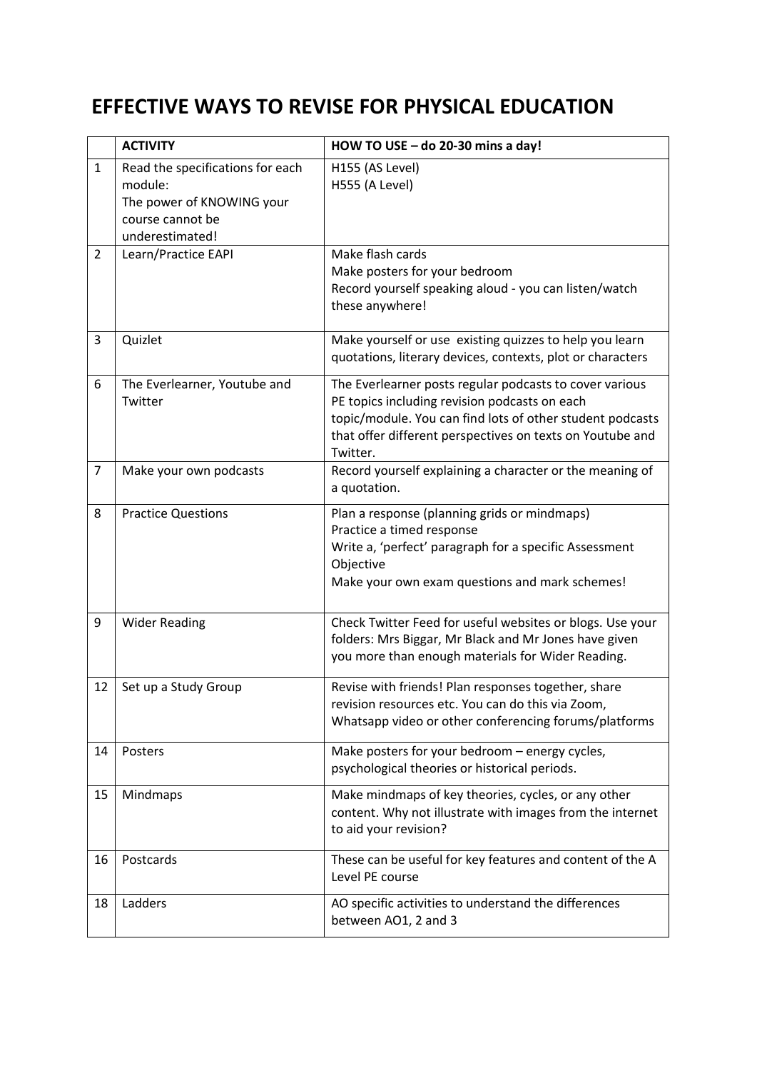# EFFECTIVE WAYS TO REVISE FOR PHYSICAL EDUCATION

| | ACTIVITY | HOW TO USE – do 20-30 mins a day! |
|---|---|---|
| 1 | Read the specifications for each module:<br>The power of KNOWING your course cannot be underestimated! | H155 (AS Level)<br>H555 (A Level) |
| 2 | Learn/Practice EAPI | Make flash cards<br>Make posters for your bedroom<br>Record yourself speaking aloud - you can listen/watch these anywhere! |
| 3 | Quizlet | Make yourself or use existing quizzes to help you learn quotations, literary devices, contexts, plot or characters |
| 6 | The Everlearner, Youtube and Twitter | The Everlearner posts regular podcasts to cover various PE topics including revision podcasts on each topic/module. You can find lots of other student podcasts that offer different perspectives on texts on Youtube and Twitter. |
| 7 | Make your own podcasts | Record yourself explaining a character or the meaning of a quotation. |
| 8 | Practice Questions | Plan a response (planning grids or mindmaps)<br>Practice a timed response<br>Write a, 'perfect' paragraph for a specific Assessment Objective<br>Make your own exam questions and mark schemes! |
| 9 | Wider Reading | Check Twitter Feed for useful websites or blogs. Use your folders: Mrs Biggar, Mr Black and Mr Jones have given you more than enough materials for Wider Reading. |
| 12 | Set up a Study Group | Revise with friends! Plan responses together, share revision resources etc. You can do this via Zoom, Whatsapp video or other conferencing forums/platforms |
| 14 | Posters | Make posters for your bedroom – energy cycles, psychological theories or historical periods. |
| 15 | Mindmaps | Make mindmaps of key theories, cycles, or any other content. Why not illustrate with images from the internet to aid your revision? |
| 16 | Postcards | These can be useful for key features and content of the A Level PE course |
| 18 | Ladders | AO specific activities to understand the differences between AO1, 2 and 3 |